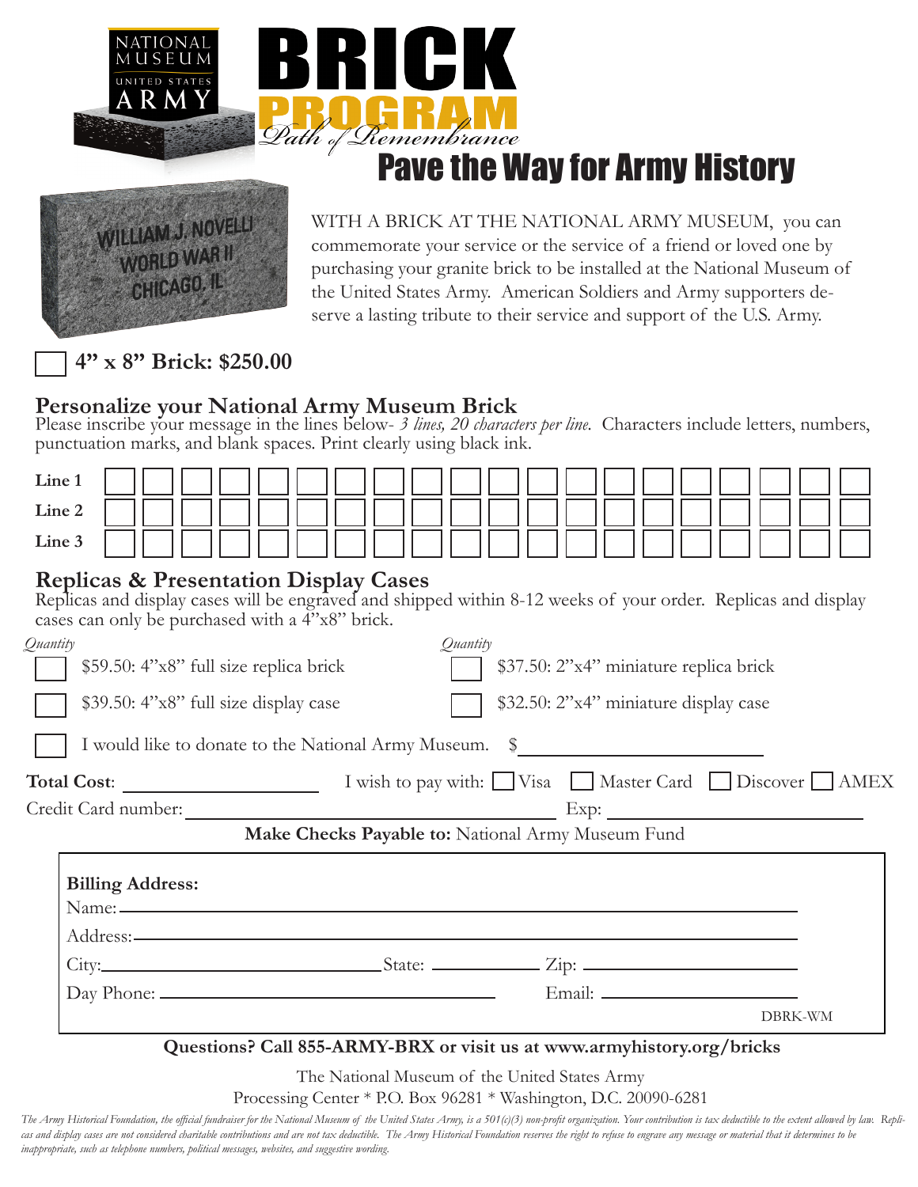NATIONAL MUSEUM UNITED STATES ARMY

# BRICK PROGRAM

*Path of Remembrance*

## Pave the Way for Army History

WILLIAM J. NOVELLI
WORLD WAR II
CHICAGO, IL

WITH A BRICK AT THE NATIONAL ARMY MUSEUM, you can commemorate your service or the service of a friend or loved one by purchasing your granite brick to be installed at the National Museum of the United States Army. American Soldiers and Army supporters deserve a lasting tribute to their service and support of the U.S. Army.

☐ **4" x 8" Brick: $250.00**

## Personalize your National Army Museum Brick

Please inscribe your message in the lines below- *3 lines, 20 characters per line.* Characters include letters, numbers, punctuation marks, and blank spaces. Print clearly using black ink.

**Line 1** ☐☐☐☐☐☐☐☐☐☐☐☐☐☐☐☐☐☐☐☐

**Line 2** ☐☐☐☐☐☐☐☐☐☐☐☐☐☐☐☐☐☐☐☐

**Line 3** ☐☐☐☐☐☐☐☐☐☐☐☐☐☐☐☐☐☐☐☐

## Replicas & Presentation Display Cases

Replicas and display cases will be engraved and shipped within 8-12 weeks of your order. Replicas and display cases can only be purchased with a 4"x8" brick.

*Quantity*

☐ $59.50: 4"x8" full size replica brick

☐ $39.50: 4"x8" full size display case

*Quantity*

☐ $37.50: 2"x4" miniature replica brick

☐ $32.50: 2"x4" miniature display case

☐ I would like to donate to the National Army Museum. $ ____________

**Total Cost**: ____________ I wish to pay with: ☐ Visa ☐ Master Card ☐ Discover ☐ AMEX

Credit Card number: ____________ Exp: ____________

**Make Checks Payable to:** National Army Museum Fund

**Billing Address:**

Name: ____________

Address: ____________

City: ____________ State: ____________ Zip: ____________

Day Phone: ____________ Email: ____________

DBRK-WM

**Questions? Call 855-ARMY-BRX or visit us at www.armyhistory.org/bricks**

The National Museum of the United States Army
Processing Center * P.O. Box 96281 * Washington, D.C. 20090-6281

*The Army Historical Foundation, the official fundraiser for the National Museum of the United States Army, is a 501(c)(3) non-profit organization. Your contribution is tax deductible to the extent allowed by law. Replicas and display cases are not considered charitable contributions and are not tax deductible. The Army Historical Foundation reserves the right to refuse to engrave any message or material that it determines to be inappropriate, such as telephone numbers, political messages, websites, and suggestive wording.*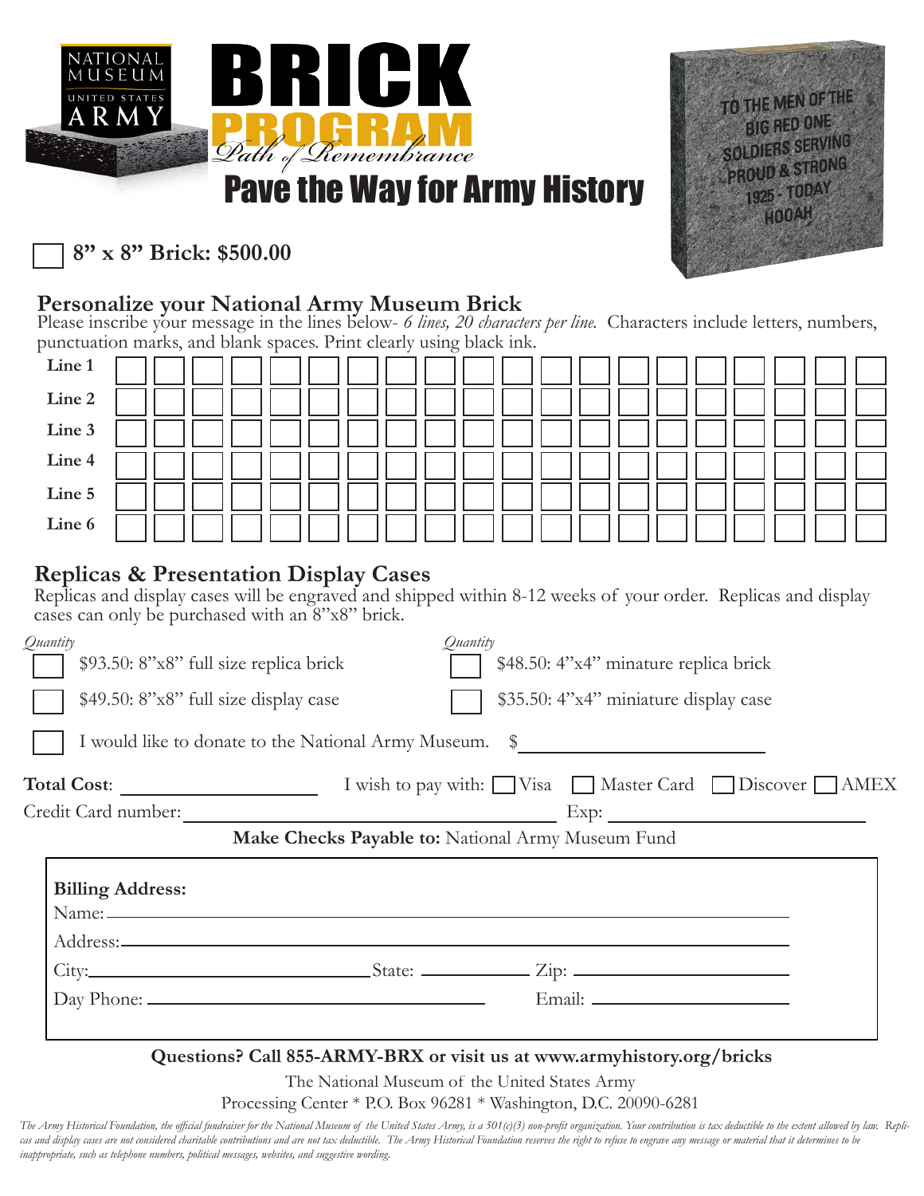NATIONAL MUSEUM UNITED STATES ARMY

# BRICK PROGRAM

*Path of Remembrance*

## Pave the Way for Army History

TO THE MEN OF THE
BIG RED ONE
SOLDIERS SERVING
PROUD & STRONG
1925 - TODAY
HOOAH

☐ **8" x 8" Brick: $500.00**

## Personalize your National Army Museum Brick

Please inscribe your message in the lines below- *6 lines, 20 characters per line.* Characters include letters, numbers, punctuation marks, and blank spaces. Print clearly using black ink.

| | | | | | | | | | | | | | | | | | | | | |
|---|---|---|---|---|---|---|---|---|---|---|---|---|---|---|---|---|---|---|---|---|
| **Line 1** | | | | | | | | | | | | | | | | | | | | |
| **Line 2** | | | | | | | | | | | | | | | | | | | | |
| **Line 3** | | | | | | | | | | | | | | | | | | | | |
| **Line 4** | | | | | | | | | | | | | | | | | | | | |
| **Line 5** | | | | | | | | | | | | | | | | | | | | |
| **Line 6** | | | | | | | | | | | | | | | | | | | | |

## Replicas & Presentation Display Cases

Replicas and display cases will be engraved and shipped within 8-12 weeks of your order. Replicas and display cases can only be purchased with an 8"x8" brick.

*Quantity*
☐ $93.50: 8"x8" full size replica brick

☐ $49.50: 8"x8" full size display case

*Quantity*
☐ $48.50: 4"x4" minature replica brick

☐ $35.50: 4"x4" miniature display case

☐ I would like to donate to the National Army Museum. $________________

**Total Cost**: ____________ I wish to pay with: ☐ Visa ☐ Master Card ☐ Discover ☐ AMEX

Credit Card number: ________________________ Exp: ____________

**Make Checks Payable to:** National Army Museum Fund

**Billing Address:**

Name: ________________________

Address: ________________________

City: ______________ State: ________ Zip: ____________

Day Phone: ______________ Email: ______________

**Questions? Call 855-ARMY-BRX or visit us at www.armyhistory.org/bricks**

The National Museum of the United States Army
Processing Center * P.O. Box 96281 * Washington, D.C. 20090-6281

*The Army Historical Foundation, the official fundraiser for the National Museum of the United States Army, is a 501(c)(3) non-profit organization. Your contribution is tax deductible to the extent allowed by law. Replicas and display cases are not considered charitable contributions and are not tax deductible. The Army Historical Foundation reserves the right to refuse to engrave any message or material that it determines to be inappropriate, such as telephone numbers, political messages, websites, and suggestive wording.*